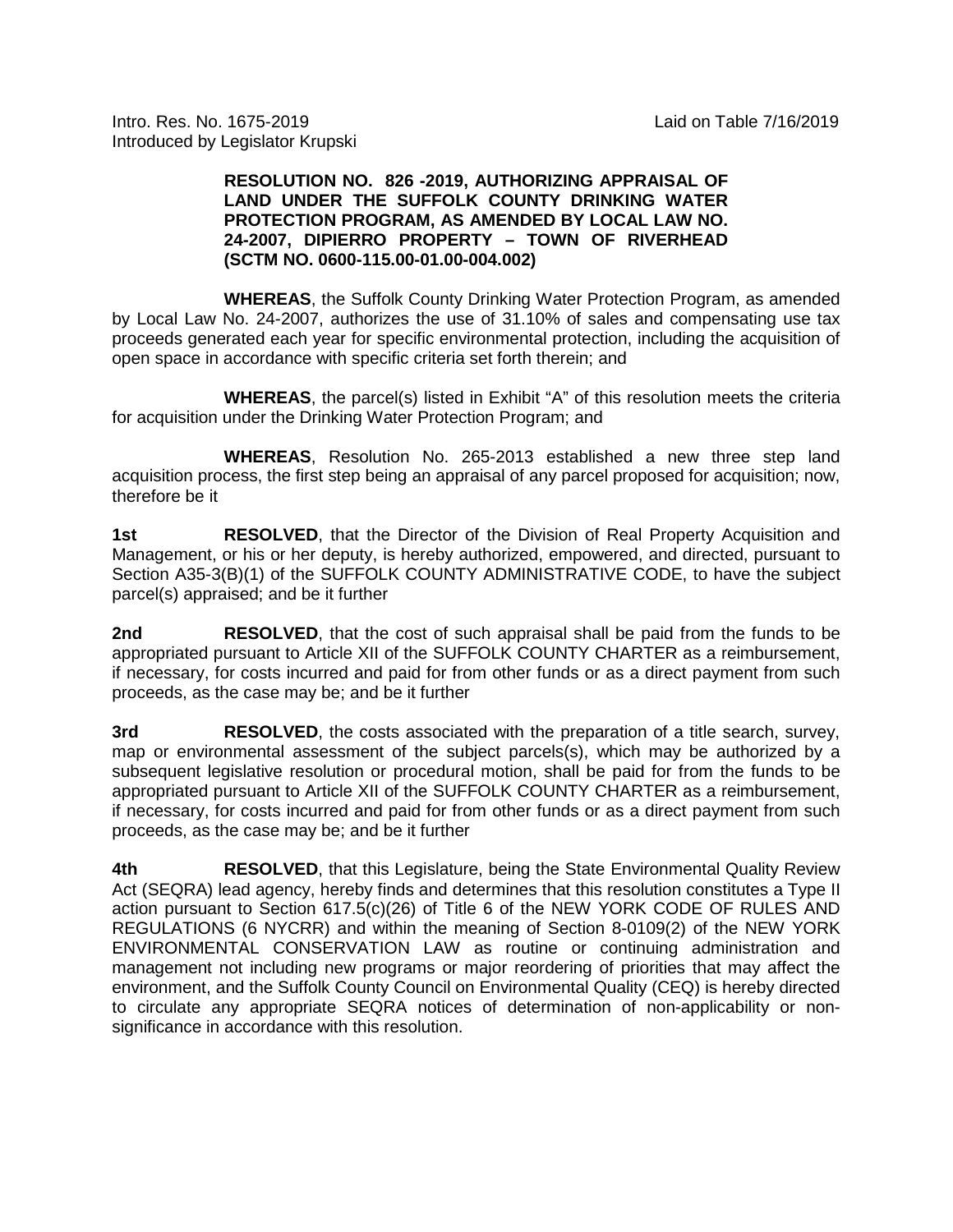Intro. Res. No. 1675-2019 Laid on Table 7/16/2019
Introduced by Legislator Krupski

**RESOLUTION NO. 826 -2019, AUTHORIZING APPRAISAL OF LAND UNDER THE SUFFOLK COUNTY DRINKING WATER PROTECTION PROGRAM, AS AMENDED BY LOCAL LAW NO. 24-2007, DIPIERRO PROPERTY – TOWN OF RIVERHEAD (SCTM NO. 0600-115.00-01.00-004.002)**

**WHEREAS**, the Suffolk County Drinking Water Protection Program, as amended by Local Law No. 24-2007, authorizes the use of 31.10% of sales and compensating use tax proceeds generated each year for specific environmental protection, including the acquisition of open space in accordance with specific criteria set forth therein; and

**WHEREAS**, the parcel(s) listed in Exhibit "A" of this resolution meets the criteria for acquisition under the Drinking Water Protection Program; and

**WHEREAS**, Resolution No. 265-2013 established a new three step land acquisition process, the first step being an appraisal of any parcel proposed for acquisition; now, therefore be it

**1st** **RESOLVED**, that the Director of the Division of Real Property Acquisition and Management, or his or her deputy, is hereby authorized, empowered, and directed, pursuant to Section A35-3(B)(1) of the SUFFOLK COUNTY ADMINISTRATIVE CODE, to have the subject parcel(s) appraised; and be it further

**2nd** **RESOLVED**, that the cost of such appraisal shall be paid from the funds to be appropriated pursuant to Article XII of the SUFFOLK COUNTY CHARTER as a reimbursement, if necessary, for costs incurred and paid for from other funds or as a direct payment from such proceeds, as the case may be; and be it further

**3rd** **RESOLVED**, the costs associated with the preparation of a title search, survey, map or environmental assessment of the subject parcels(s), which may be authorized by a subsequent legislative resolution or procedural motion, shall be paid for from the funds to be appropriated pursuant to Article XII of the SUFFOLK COUNTY CHARTER as a reimbursement, if necessary, for costs incurred and paid for from other funds or as a direct payment from such proceeds, as the case may be; and be it further

**4th** **RESOLVED**, that this Legislature, being the State Environmental Quality Review Act (SEQRA) lead agency, hereby finds and determines that this resolution constitutes a Type II action pursuant to Section 617.5(c)(26) of Title 6 of the NEW YORK CODE OF RULES AND REGULATIONS (6 NYCRR) and within the meaning of Section 8-0109(2) of the NEW YORK ENVIRONMENTAL CONSERVATION LAW as routine or continuing administration and management not including new programs or major reordering of priorities that may affect the environment, and the Suffolk County Council on Environmental Quality (CEQ) is hereby directed to circulate any appropriate SEQRA notices of determination of non-applicability or non-significance in accordance with this resolution.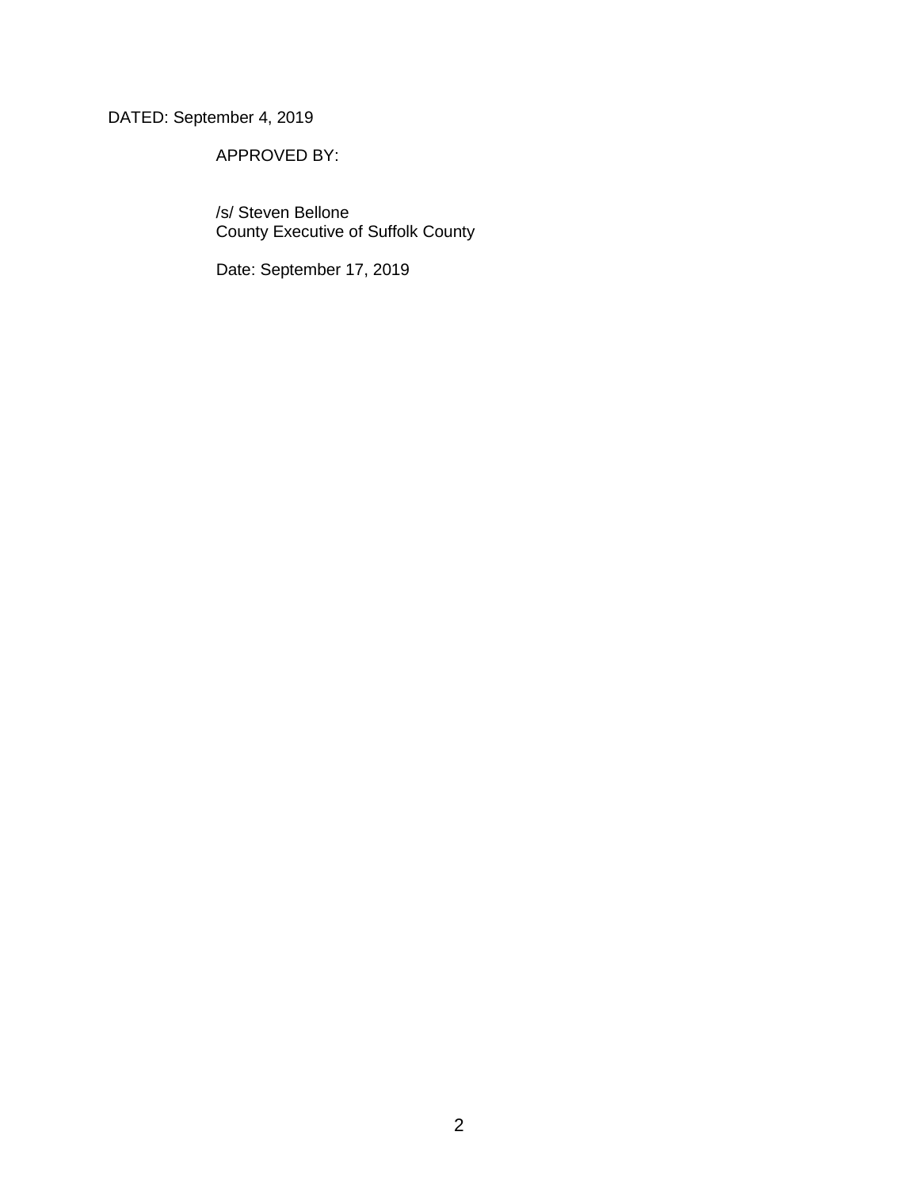DATED: September 4, 2019

APPROVED BY:

/s/ Steven Bellone
County Executive of Suffolk County

Date: September 17, 2019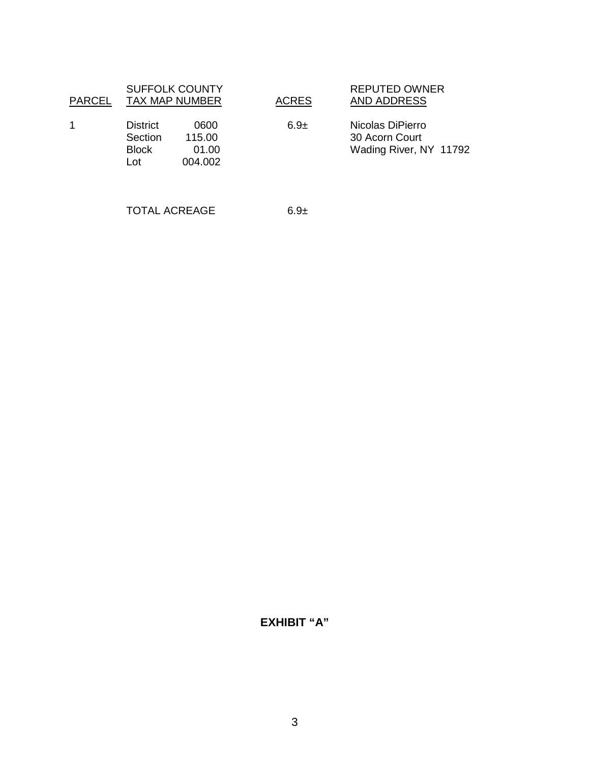| PARCEL | SUFFOLK COUNTY TAX MAP NUMBER | | ACRES | REPUTED OWNER AND ADDRESS |
|---|---|---|---|---|
| 1 | District | 0600 | 6.9± | Nicolas DiPierro |
| | Section | 115.00 | | 30 Acorn Court |
| | Block | 01.00 | | Wading River, NY 11792 |
| | Lot | 004.002 | | |
| | TOTAL ACREAGE | | 6.9± | |

**EXHIBIT "A"**